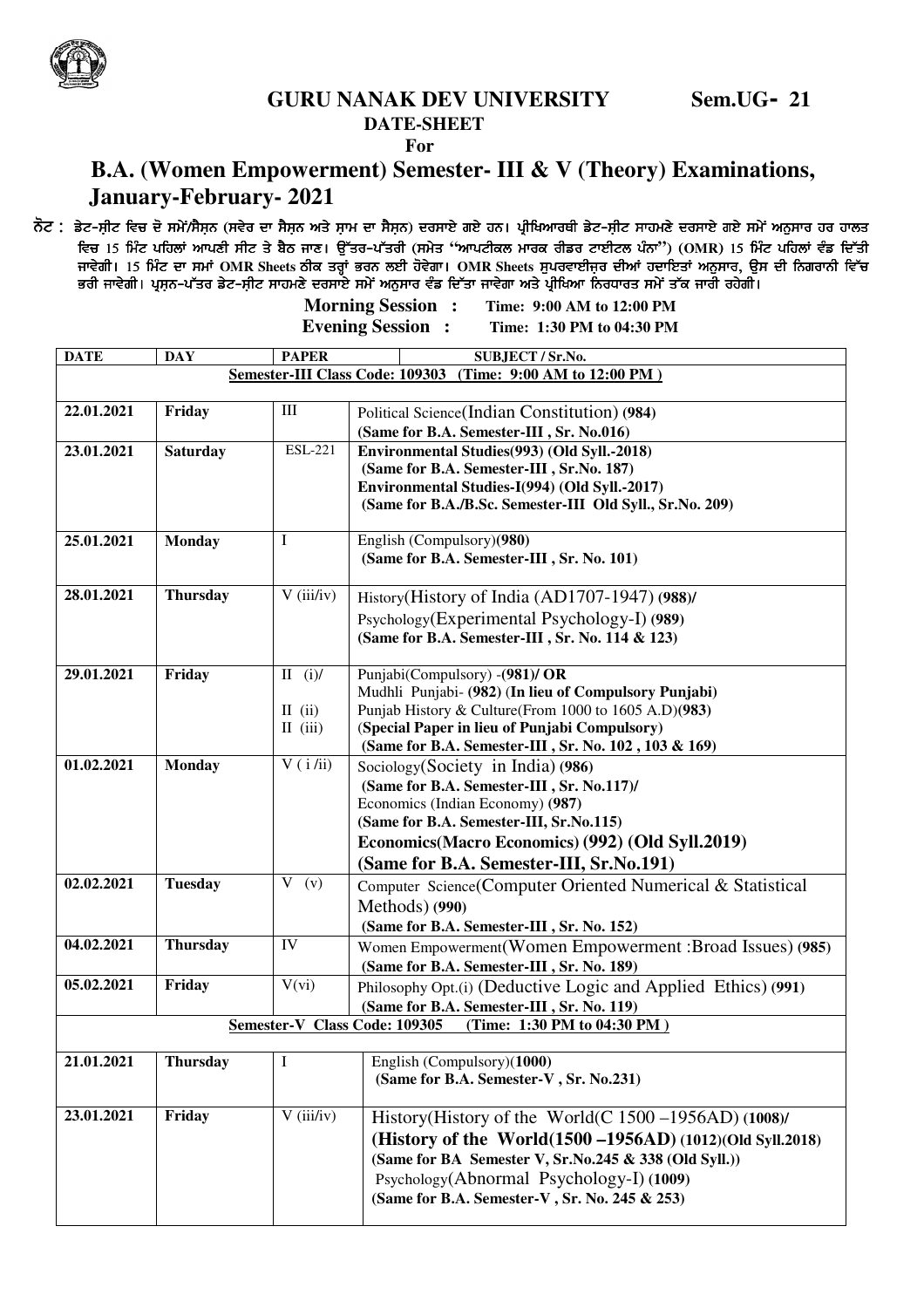**GURU NANAK DEV UNIVERSITY** **Sem.UG- 21**

**DATE-SHEET**

**For**

## B.A. (Women Empowerment) Semester- III & V (Theory) Examinations, January-February- 2021

ਨੋਟ : ਡੇਟ-ਸ਼ੀਟ ਵਿਚ ਦੋ ਸਮੇਂ/ਸੈਸ਼ਨ (ਸਵੇਰ ਦਾ ਸੈਸ਼ਨ ਅਤੇ ਸ਼ਾਮ ਦਾ ਸੈਸ਼ਨ) ਦਰਸਾਏ ਗਏ ਹਨ। ਪ੍ਰੀਖਿਆਰਥੀ ਡੇਟ-ਸ਼ੀਟ ਸਾਹਮਣੇ ਦਰਸਾਏ ਗਏ ਸਮੇਂ ਅਨੁਸਾਰ ਹਰ ਹਾਲਤ ਵਿਚ 15 ਮਿੰਟ ਪਹਿਲਾਂ ਆਪਣੀ ਸੀਟ ਤੇ ਬੈਠ ਜਾਣ। ਉੱਤਰ-ਪੱਤਰੀ (ਸਮੇਤ "ਆਪਟੀਕਲ ਮਾਰਕ ਰੀਡਰ ਟਾਈਟਲ ਪੰਨਾ") (OMR) 15 ਮਿੰਟ ਪਹਿਲਾਂ ਵੰਡ ਦਿੱਤੀ ਜਾਵੇਗੀ। 15 ਮਿੰਟ ਦਾ ਸਮਾਂ OMR Sheets ਠੀਕ ਤਰ੍ਹਾਂ ਭਰਨ ਲਈ ਹੋਵੇਗਾ। OMR Sheets ਸੁਪਰਵਾਈਜ਼ਰ ਦੀਆਂ ਹਦਾਇਤਾਂ ਅਨੁਸਾਰ, ਉਸ ਦੀ ਨਿਗਰਾਨੀ ਵਿੱਚ ਭਰੀ ਜਾਵੇਗੀ। ਪ੍ਰਸ਼ਨ-ਪੱਤਰ ਡੇਟ-ਸ਼ੀਟ ਸਾਹਮਣੇ ਦਰਸਾਏ ਸਮੇਂ ਅਨੁਸਾਰ ਵੰਡ ਦਿੱਤਾ ਜਾਵੇਗਾ ਅਤੇ ਪ੍ਰੀਖਿਆ ਨਿਰਧਾਰਤ ਸਮੇਂ ਤੱਕ ਜਾਰੀ ਰਹੇਗੀ।

**Morning Session : Time: 9:00 AM to 12:00 PM**
**Evening Session : Time: 1:30 PM to 04:30 PM**

| DATE | DAY | PAPER | SUBJECT / Sr.No. |
|---|---|---|---|
| **Semester-III Class Code: 109303 (Time: 9:00 AM to 12:00 PM )** | | | |
| **22.01.2021** | **Friday** | III | Political Science(Indian Constitution) **(984)**<br>**(Same for B.A. Semester-III , Sr. No.016)** |
| **23.01.2021** | **Saturday** | ESL-221 | **Environmental Studies(993) (Old Syll.-2018)**<br>**(Same for B.A. Semester-III , Sr.No. 187)**<br>**Environmental Studies-I(994) (Old Syll.-2017)**<br>**(Same for B.A./B.Sc. Semester-III Old Syll., Sr.No. 209)** |
| **25.01.2021** | **Monday** | I | English (Compulsory)**(980)**<br>**(Same for B.A. Semester-III , Sr. No. 101)** |
| **28.01.2021** | **Thursday** | V (iii/iv) | History(History of India (AD1707-1947) **(988)/**<br>Psychology(Experimental Psychology-I) **(989)**<br>**(Same for B.A. Semester-III , Sr. No. 114 & 123)** |
| **29.01.2021** | **Friday** | II (i)/<br>II (ii)<br>II (iii) | Punjabi(Compulsory) -**(981)/ OR**<br>Mudhli Punjabi- **(982)** (**In lieu of Compulsory Punjabi)**<br>Punjab History & Culture(From 1000 to 1605 A.D)**(983)**<br>(**Special Paper in lieu of Punjabi Compulsory)**<br>**(Same for B.A. Semester-III , Sr. No. 102 , 103 & 169)** |
| **01.02.2021** | **Monday** | V ( i /ii) | Sociology(Society in India) **(986)**<br>**(Same for B.A. Semester-III , Sr. No.117)/**<br>Economics (Indian Economy) **(987)**<br>**(Same for B.A. Semester-III, Sr.No.115)**<br>**Economics(Macro Economics) (992) (Old Syll.2019)**<br>**(Same for B.A. Semester-III, Sr.No.191)** |
| **02.02.2021** | **Tuesday** | V (v) | Computer Science(Computer Oriented Numerical & Statistical Methods) **(990)**<br>**(Same for B.A. Semester-III , Sr. No. 152)** |
| **04.02.2021** | **Thursday** | IV | Women Empowerment(Women Empowerment :Broad Issues) **(985)**<br>**(Same for B.A. Semester-III , Sr. No. 189)** |
| **05.02.2021** | **Friday** | V(vi) | Philosophy Opt.(i) (Deductive Logic and Applied Ethics) **(991)**<br>**(Same for B.A. Semester-III , Sr. No. 119)** |
| **Semester-V Class Code: 109305 (Time: 1:30 PM to 04:30 PM )** | | | |
| **21.01.2021** | **Thursday** | I | English (Compulsory)(**1000)**<br>**(Same for B.A. Semester-V , Sr. No.231)** |
| **23.01.2021** | **Friday** | V (iii/iv) | History(History of the World(C 1500 –1956AD) **(1008)/**<br>**(History of the World(1500 –1956AD) (1012)(Old Syll.2018)**<br>**(Same for BA Semester V, Sr.No.245 & 338 (Old Syll.))**<br>Psychology(Abnormal Psychology-I) **(1009)**<br>**(Same for B.A. Semester-V , Sr. No. 245 & 253)** |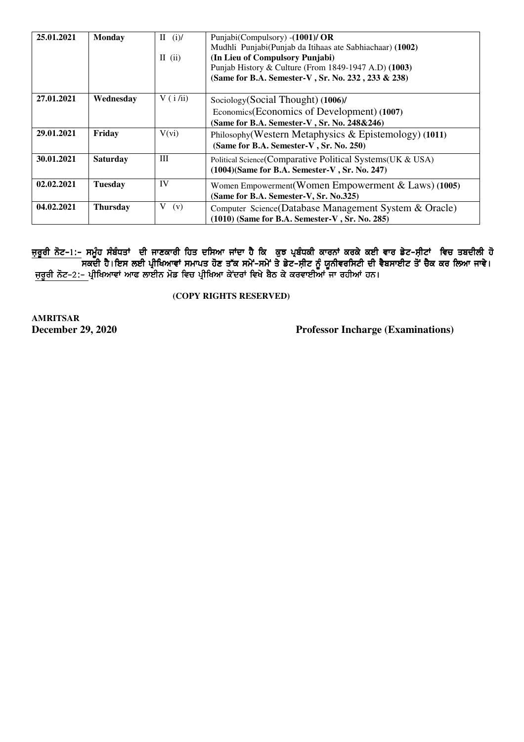| | | | |
|---|---|---|---|
| **25.01.2021** | **Monday** | II (i)/<br><br>II (ii) | Punjabi(Compulsory) -**(1001)/ OR**<br>Mudhli Punjabi(Punjab da Itihaas ate Sabhiachaar) **(1002)**<br>**(In Lieu of Compulsory Punjabi)**<br>Punjab History & Culture (From 1849-1947 A.D) **(1003)**<br>**(Same for B.A. Semester-V , Sr. No. 232 , 233 & 238)** |
| **27.01.2021** | **Wednesday** | V ( i /ii) | Sociology(Social Thought) **(1006)/**<br>Economics(Economics of Development) **(1007)**<br>**(Same for B.A. Semester-V , Sr. No. 248&246)** |
| **29.01.2021** | **Friday** | V(vi) | Philosophy(Western Metaphysics & Epistemology) **(1011)**<br>**(Same for B.A. Semester-V , Sr. No. 250)** |
| **30.01.2021** | **Saturday** | III | Political Science(Comparative Political Systems(UK & USA)<br>**(1004)(Same for B.A. Semester-V , Sr. No. 247)** |
| **02.02.2021** | **Tuesday** | IV | Women Empowerment(Women Empowerment & Laws) **(1005)**<br>**(Same for B.A. Semester-V, Sr. No.325)** |
| **04.02.2021** | **Thursday** | V (v) | Computer Science(Database Management System & Oracle)<br>**(1010) (Same for B.A. Semester-V , Sr. No. 285)** |

**ਜ਼ਰੂਰੀ ਨੋਟ-1:- ਸਮੂੰਹ ਸੰਬੰਧਤਾਂ ਦੀ ਜਾਣਕਾਰੀ ਹਿਤ ਦਸਿਆ ਜਾਂਦਾ ਹੈ ਕਿ ਕੁਝ ਪ੍ਰਬੰਧਕੀ ਕਾਰਨਾਂ ਕਰਕੇ ਕਈ ਵਾਰ ਡੇਟ-ਸ਼ੀਟਾਂ ਵਿਚ ਤਬਦੀਲੀ ਹੋ ਸਕਦੀ ਹੈ।ਇਸ ਲਈ ਪ੍ਰੀਖਿਆਵਾਂ ਸਮਾਪਤ ਹੋਣ ਤੱਕ ਸਮੇਂ-ਸਮੇਂ ਤੇ ਡੇਟ-ਸ਼ੀਟ ਨੂੰ ਯੂਨੀਵਰਸਿਟੀ ਦੀ ਵੈਬਸਾਈਟ ਤੋਂ ਚੈਕ ਕਰ ਲਿਆ ਜਾਵੇ।**

ਜ਼ਰੂਰੀ ਨੋਟ-2:- ਪ੍ਰੀਖਿਆਵਾਂ ਆਫ ਲਾਈਨ ਮੋਡ ਵਿਚ ਪ੍ਰੀਖਿਆ ਕੇਂਦਰਾਂ ਵਿਖੇ ਬੈਠ ਕੇ ਕਰਵਾਈਆਂ ਜਾ ਰਹੀਆਂ ਹਨ।

**(COPY RIGHTS RESERVED)**

**AMRITSAR**
**December 29, 2020** **Professor Incharge (Examinations)**